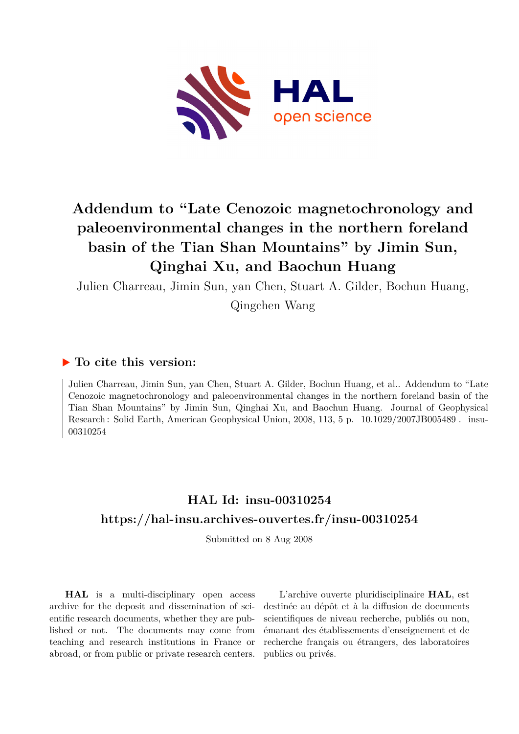# Addendum to "Late Cenozoic magnetochronology and paleoenvironmental changes in the northern foreland basin of the Tian Shan Mountains" by Jimin Sun, Qinghai Xu, and Baochun Huang

Julien Charreau, Jimin Sun, yan Chen, Stuart A. Gilder, Bochun Huang, Qingchen Wang

## ▶ To cite this version:

Julien Charreau, Jimin Sun, yan Chen, Stuart A. Gilder, Bochun Huang, et al.. Addendum to "Late Cenozoic magnetochronology and paleoenvironmental changes in the northern foreland basin of the Tian Shan Mountains" by Jimin Sun, Qinghai Xu, and Baochun Huang. Journal of Geophysical Research : Solid Earth, American Geophysical Union, 2008, 113, 5 p. 10.1029/2007JB005489 . insu-00310254

## HAL Id: insu-00310254

## https://hal-insu.archives-ouvertes.fr/insu-00310254

Submitted on 8 Aug 2008

**HAL** is a multi-disciplinary open access archive for the deposit and dissemination of scientific research documents, whether they are published or not. The documents may come from teaching and research institutions in France or abroad, or from public or private research centers.

L'archive ouverte pluridisciplinaire **HAL**, est destinée au dépôt et à la diffusion de documents scientifiques de niveau recherche, publiés ou non, émanant des établissements d'enseignement et de recherche français ou étrangers, des laboratoires publics ou privés.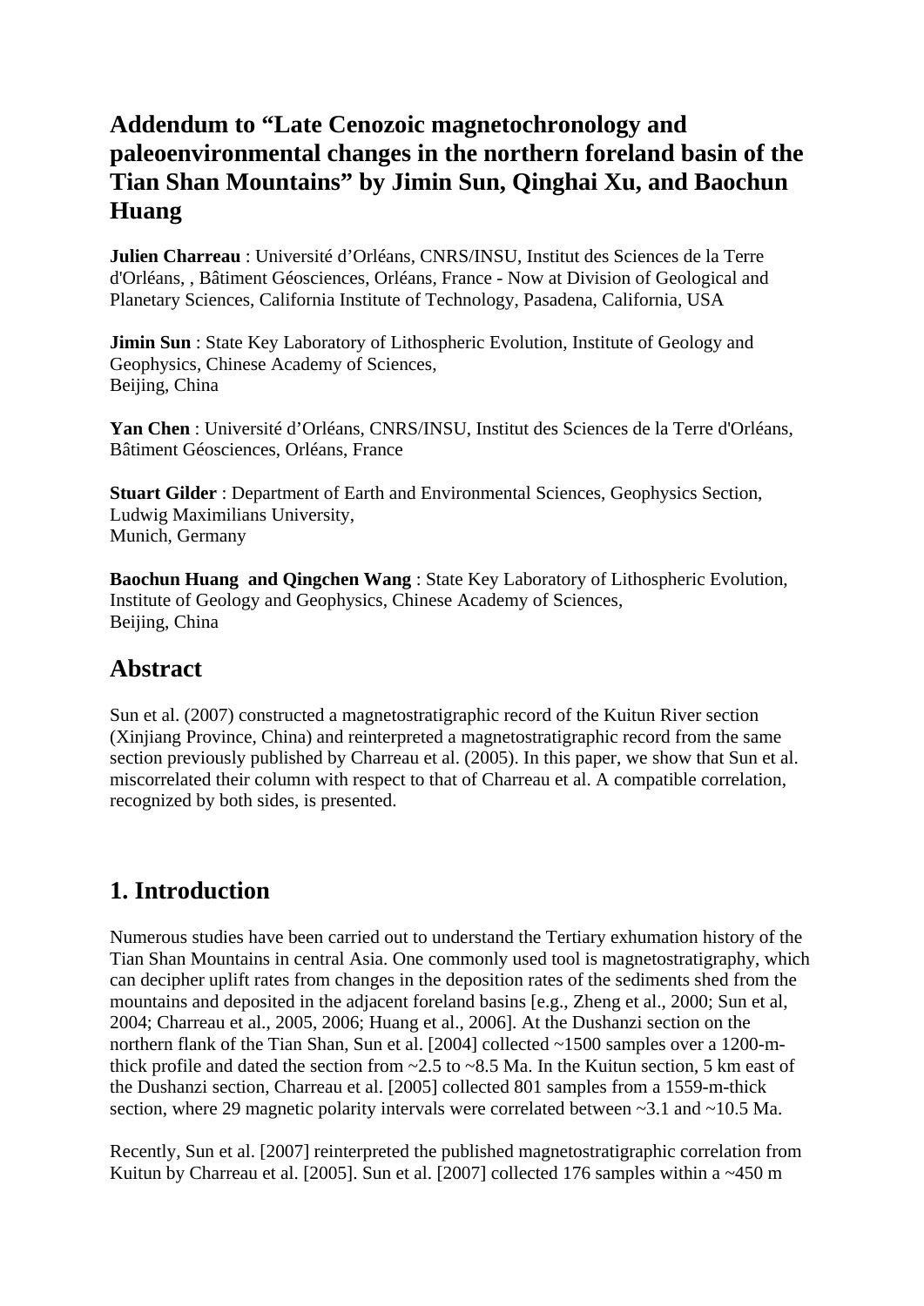# Addendum to "Late Cenozoic magnetochronology and paleoenvironmental changes in the northern foreland basin of the Tian Shan Mountains" by Jimin Sun, Qinghai Xu, and Baochun Huang

**Julien Charreau** : Université d'Orléans, CNRS/INSU, Institut des Sciences de la Terre d'Orléans, , Bâtiment Géosciences, Orléans, France - Now at Division of Geological and Planetary Sciences, California Institute of Technology, Pasadena, California, USA

**Jimin Sun** : State Key Laboratory of Lithospheric Evolution, Institute of Geology and Geophysics, Chinese Academy of Sciences,
Beijing, China

**Yan Chen** : Université d'Orléans, CNRS/INSU, Institut des Sciences de la Terre d'Orléans, Bâtiment Géosciences, Orléans, France

**Stuart Gilder** : Department of Earth and Environmental Sciences, Geophysics Section, Ludwig Maximilians University,
Munich, Germany

**Baochun Huang and Qingchen Wang** : State Key Laboratory of Lithospheric Evolution, Institute of Geology and Geophysics, Chinese Academy of Sciences,
Beijing, China

## Abstract

Sun et al. (2007) constructed a magnetostratigraphic record of the Kuitun River section (Xinjiang Province, China) and reinterpreted a magnetostratigraphic record from the same section previously published by Charreau et al. (2005). In this paper, we show that Sun et al. miscorrelated their column with respect to that of Charreau et al. A compatible correlation, recognized by both sides, is presented.

## 1. Introduction

Numerous studies have been carried out to understand the Tertiary exhumation history of the Tian Shan Mountains in central Asia. One commonly used tool is magnetostratigraphy, which can decipher uplift rates from changes in the deposition rates of the sediments shed from the mountains and deposited in the adjacent foreland basins [e.g., Zheng et al., 2000; Sun et al, 2004; Charreau et al., 2005, 2006; Huang et al., 2006]. At the Dushanzi section on the northern flank of the Tian Shan, Sun et al. [2004] collected ~1500 samples over a 1200-m-thick profile and dated the section from ~2.5 to ~8.5 Ma. In the Kuitun section, 5 km east of the Dushanzi section, Charreau et al. [2005] collected 801 samples from a 1559-m-thick section, where 29 magnetic polarity intervals were correlated between ~3.1 and ~10.5 Ma.

Recently, Sun et al. [2007] reinterpreted the published magnetostratigraphic correlation from Kuitun by Charreau et al. [2005]. Sun et al. [2007] collected 176 samples within a ~450 m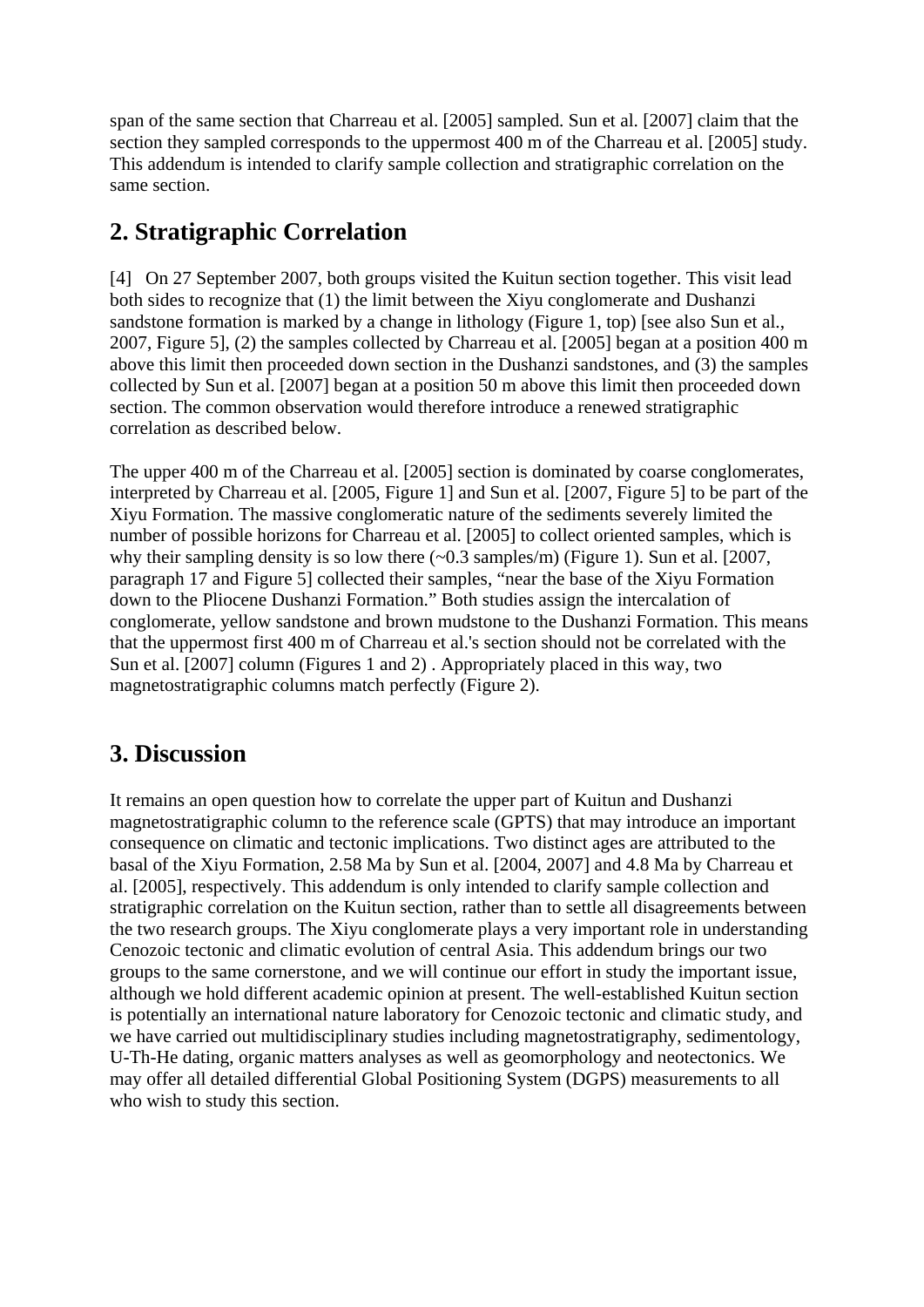span of the same section that Charreau et al. [2005] sampled. Sun et al. [2007] claim that the section they sampled corresponds to the uppermost 400 m of the Charreau et al. [2005] study. This addendum is intended to clarify sample collection and stratigraphic correlation on the same section.

## 2. Stratigraphic Correlation

[4] On 27 September 2007, both groups visited the Kuitun section together. This visit lead both sides to recognize that (1) the limit between the Xiyu conglomerate and Dushanzi sandstone formation is marked by a change in lithology (Figure 1, top) [see also Sun et al., 2007, Figure 5], (2) the samples collected by Charreau et al. [2005] began at a position 400 m above this limit then proceeded down section in the Dushanzi sandstones, and (3) the samples collected by Sun et al. [2007] began at a position 50 m above this limit then proceeded down section. The common observation would therefore introduce a renewed stratigraphic correlation as described below.

The upper 400 m of the Charreau et al. [2005] section is dominated by coarse conglomerates, interpreted by Charreau et al. [2005, Figure 1] and Sun et al. [2007, Figure 5] to be part of the Xiyu Formation. The massive conglomeratic nature of the sediments severely limited the number of possible horizons for Charreau et al. [2005] to collect oriented samples, which is why their sampling density is so low there (~0.3 samples/m) (Figure 1). Sun et al. [2007, paragraph 17 and Figure 5] collected their samples, "near the base of the Xiyu Formation down to the Pliocene Dushanzi Formation." Both studies assign the intercalation of conglomerate, yellow sandstone and brown mudstone to the Dushanzi Formation. This means that the uppermost first 400 m of Charreau et al.'s section should not be correlated with the Sun et al. [2007] column (Figures 1 and 2) . Appropriately placed in this way, two magnetostratigraphic columns match perfectly (Figure 2).

## 3. Discussion

It remains an open question how to correlate the upper part of Kuitun and Dushanzi magnetostratigraphic column to the reference scale (GPTS) that may introduce an important consequence on climatic and tectonic implications. Two distinct ages are attributed to the basal of the Xiyu Formation, 2.58 Ma by Sun et al. [2004, 2007] and 4.8 Ma by Charreau et al. [2005], respectively. This addendum is only intended to clarify sample collection and stratigraphic correlation on the Kuitun section, rather than to settle all disagreements between the two research groups. The Xiyu conglomerate plays a very important role in understanding Cenozoic tectonic and climatic evolution of central Asia. This addendum brings our two groups to the same cornerstone, and we will continue our effort in study the important issue, although we hold different academic opinion at present. The well-established Kuitun section is potentially an international nature laboratory for Cenozoic tectonic and climatic study, and we have carried out multidisciplinary studies including magnetostratigraphy, sedimentology, U-Th-He dating, organic matters analyses as well as geomorphology and neotectonics. We may offer all detailed differential Global Positioning System (DGPS) measurements to all who wish to study this section.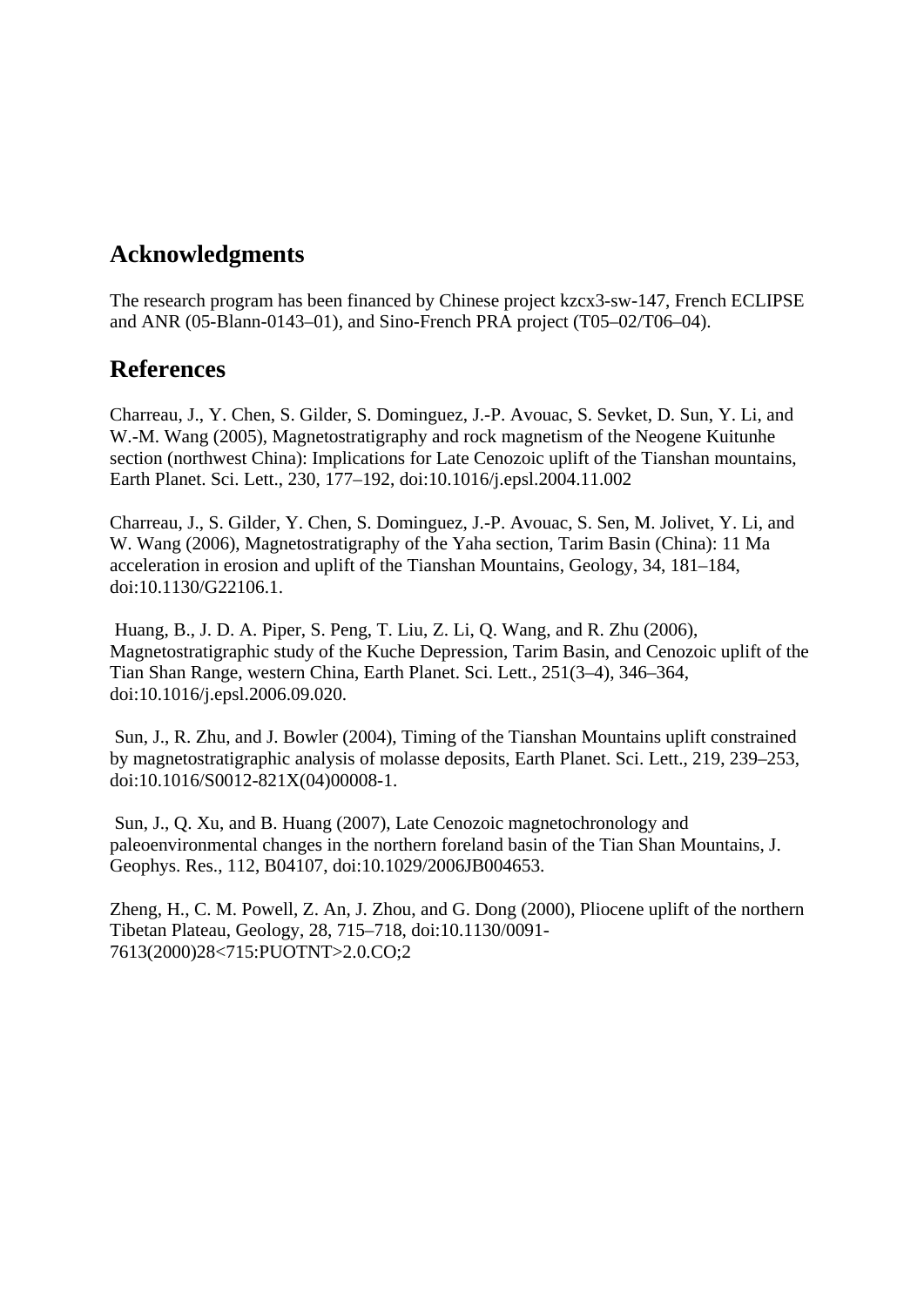## Acknowledgments

The research program has been financed by Chinese project kzcx3-sw-147, French ECLIPSE and ANR (05-Blann-0143–01), and Sino-French PRA project (T05–02/T06–04).

## References

Charreau, J., Y. Chen, S. Gilder, S. Dominguez, J.-P. Avouac, S. Sevket, D. Sun, Y. Li, and W.-M. Wang (2005), Magnetostratigraphy and rock magnetism of the Neogene Kuitunhe section (northwest China): Implications for Late Cenozoic uplift of the Tianshan mountains, Earth Planet. Sci. Lett., 230, 177–192, doi:10.1016/j.epsl.2004.11.002

Charreau, J., S. Gilder, Y. Chen, S. Dominguez, J.-P. Avouac, S. Sen, M. Jolivet, Y. Li, and W. Wang (2006), Magnetostratigraphy of the Yaha section, Tarim Basin (China): 11 Ma acceleration in erosion and uplift of the Tianshan Mountains, Geology, 34, 181–184, doi:10.1130/G22106.1.

Huang, B., J. D. A. Piper, S. Peng, T. Liu, Z. Li, Q. Wang, and R. Zhu (2006), Magnetostratigraphic study of the Kuche Depression, Tarim Basin, and Cenozoic uplift of the Tian Shan Range, western China, Earth Planet. Sci. Lett., 251(3–4), 346–364, doi:10.1016/j.epsl.2006.09.020.

Sun, J., R. Zhu, and J. Bowler (2004), Timing of the Tianshan Mountains uplift constrained by magnetostratigraphic analysis of molasse deposits, Earth Planet. Sci. Lett., 219, 239–253, doi:10.1016/S0012-821X(04)00008-1.

Sun, J., Q. Xu, and B. Huang (2007), Late Cenozoic magnetochronology and paleoenvironmental changes in the northern foreland basin of the Tian Shan Mountains, J. Geophys. Res., 112, B04107, doi:10.1029/2006JB004653.

Zheng, H., C. M. Powell, Z. An, J. Zhou, and G. Dong (2000), Pliocene uplift of the northern Tibetan Plateau, Geology, 28, 715–718, doi:10.1130/0091-7613(2000)28<715:PUOTNT>2.0.CO;2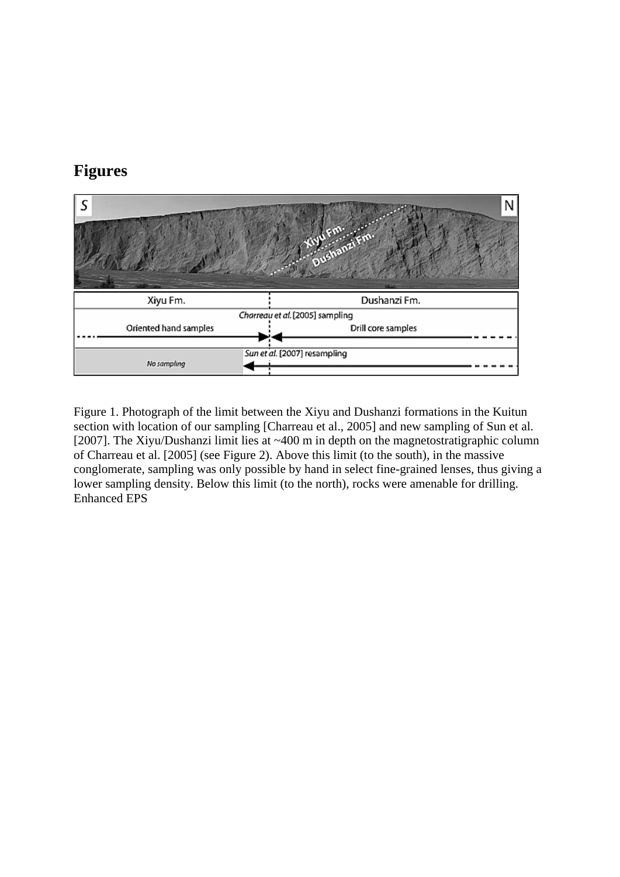## Figures

Figure 1. Photograph of the limit between the Xiyu and Dushanzi formations in the Kuitun section with location of our sampling [Charreau et al., 2005] and new sampling of Sun et al. [2007]. The Xiyu/Dushanzi limit lies at ~400 m in depth on the magnetostratigraphic column of Charreau et al. [2005] (see Figure 2). Above this limit (to the south), in the massive conglomerate, sampling was only possible by hand in select fine-grained lenses, thus giving a lower sampling density. Below this limit (to the north), rocks were amenable for drilling. Enhanced EPS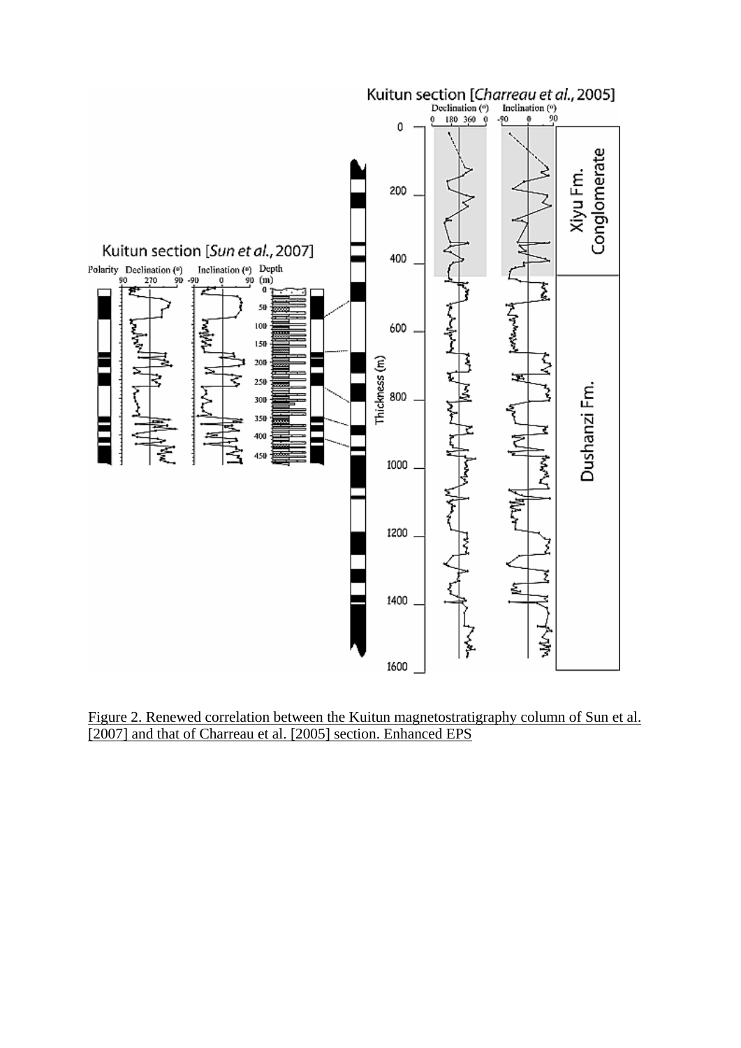Kuitun section [*Charreau et al.*, 2005]

Declination (°) Inclination (°)

0 180 360 0 -90 0 90

0
200
400
600
800
1000
1200
1400
1600

Thickness (m)

Xiyu Fm. Conglomerate

Dushanzi Fm.

Kuitun section [*Sun et al.*, 2007]

Polarity Declination (°) Inclination (°) Depth (m)

90 270 90 -90 0 90

0
50
100
150
200
250
300
350
400
450

Figure 2. Renewed correlation between the Kuitun magnetostratigraphy column of Sun et al. [2007] and that of Charreau et al. [2005] section. Enhanced EPS